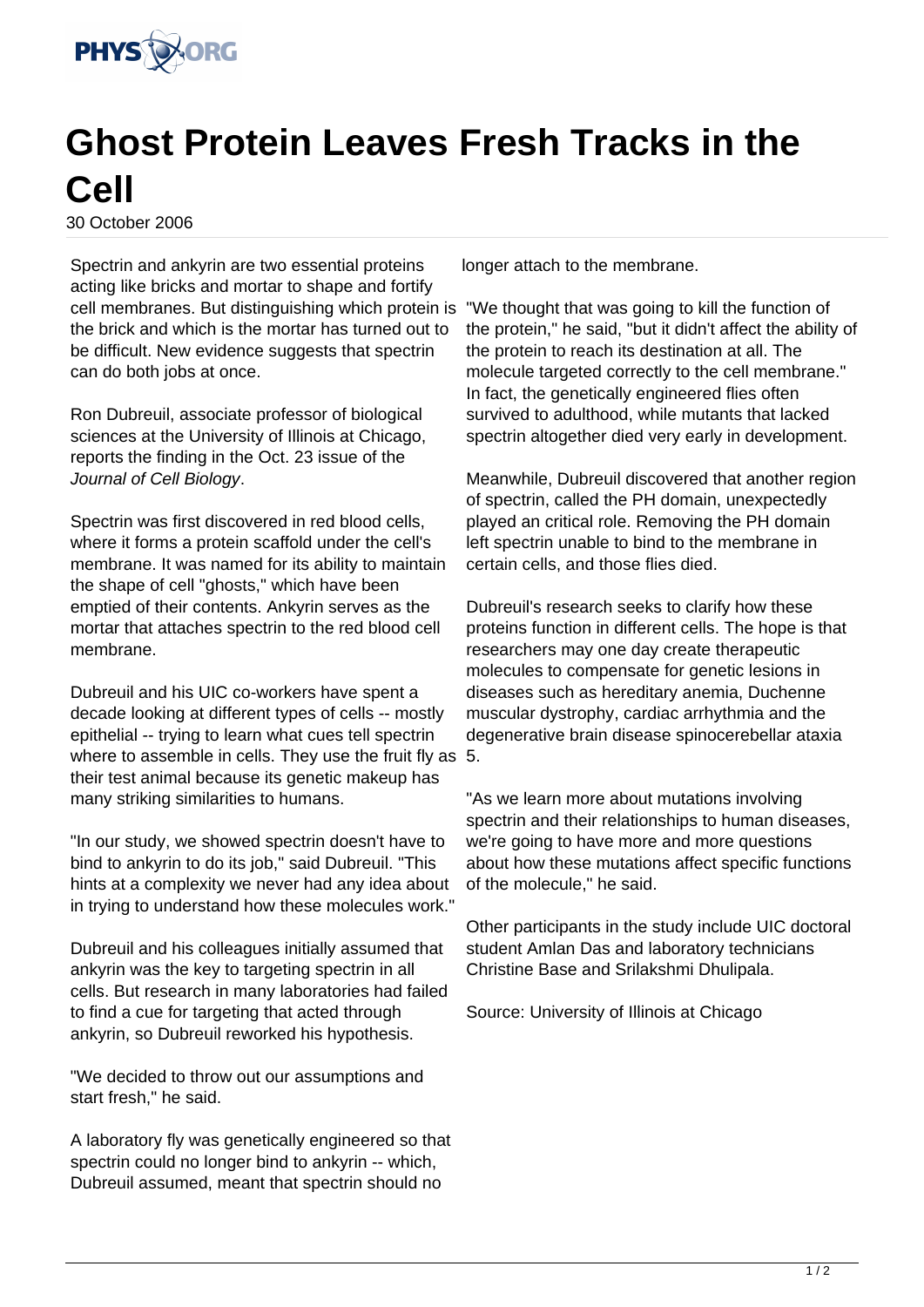# Ghost Protein Leaves Fresh Tracks in the Cell

30 October 2006

Spectrin and ankyrin are two essential proteins acting like bricks and mortar to shape and fortify cell membranes. But distinguishing which protein is the brick and which is the mortar has turned out to be difficult. New evidence suggests that spectrin can do both jobs at once.

Ron Dubreuil, associate professor of biological sciences at the University of Illinois at Chicago, reports the finding in the Oct. 23 issue of the *Journal of Cell Biology*.

Spectrin was first discovered in red blood cells, where it forms a protein scaffold under the cell's membrane. It was named for its ability to maintain the shape of cell "ghosts," which have been emptied of their contents. Ankyrin serves as the mortar that attaches spectrin to the red blood cell membrane.

Dubreuil and his UIC co-workers have spent a decade looking at different types of cells -- mostly epithelial -- trying to learn what cues tell spectrin where to assemble in cells. They use the fruit fly as their test animal because its genetic makeup has many striking similarities to humans.

"In our study, we showed spectrin doesn't have to bind to ankyrin to do its job," said Dubreuil. "This hints at a complexity we never had any idea about in trying to understand how these molecules work."

Dubreuil and his colleagues initially assumed that ankyrin was the key to targeting spectrin in all cells. But research in many laboratories had failed to find a cue for targeting that acted through ankyrin, so Dubreuil reworked his hypothesis.

"We decided to throw out our assumptions and start fresh," he said.

A laboratory fly was genetically engineered so that spectrin could no longer bind to ankyrin -- which, Dubreuil assumed, meant that spectrin should no longer attach to the membrane.

"We thought that was going to kill the function of the protein," he said, "but it didn't affect the ability of the protein to reach its destination at all. The molecule targeted correctly to the cell membrane." In fact, the genetically engineered flies often survived to adulthood, while mutants that lacked spectrin altogether died very early in development.

Meanwhile, Dubreuil discovered that another region of spectrin, called the PH domain, unexpectedly played an critical role. Removing the PH domain left spectrin unable to bind to the membrane in certain cells, and those flies died.

Dubreuil's research seeks to clarify how these proteins function in different cells. The hope is that researchers may one day create therapeutic molecules to compensate for genetic lesions in diseases such as hereditary anemia, Duchenne muscular dystrophy, cardiac arrhythmia and the degenerative brain disease spinocerebellar ataxia 5.

"As we learn more about mutations involving spectrin and their relationships to human diseases, we're going to have more and more questions about how these mutations affect specific functions of the molecule," he said.

Other participants in the study include UIC doctoral student Amlan Das and laboratory technicians Christine Base and Srilakshmi Dhulipala.

Source: University of Illinois at Chicago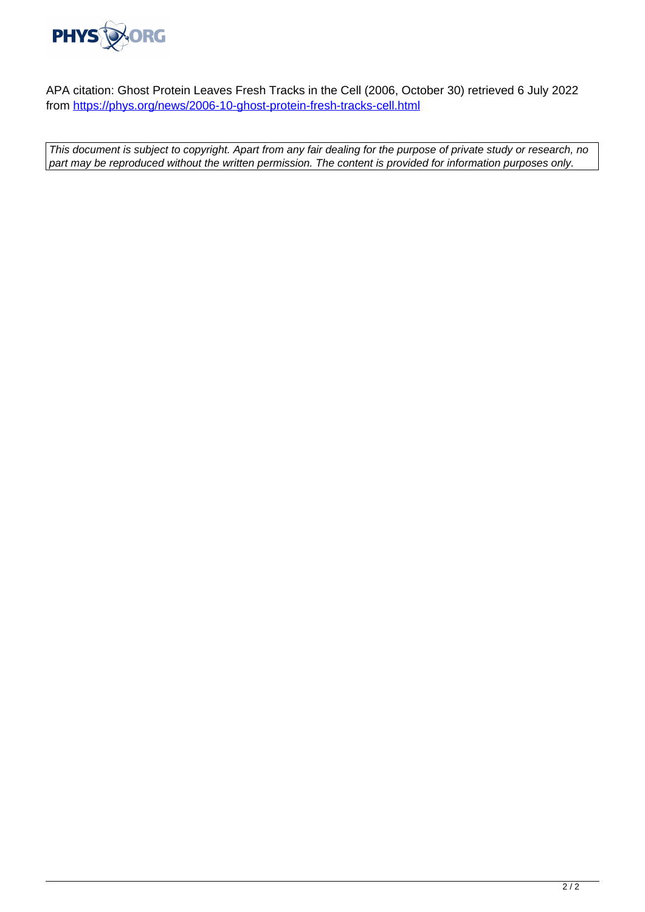APA citation: Ghost Protein Leaves Fresh Tracks in the Cell (2006, October 30) retrieved 6 July 2022 from https://phys.org/news/2006-10-ghost-protein-fresh-tracks-cell.html

*This document is subject to copyright. Apart from any fair dealing for the purpose of private study or research, no part may be reproduced without the written permission. The content is provided for information purposes only.*